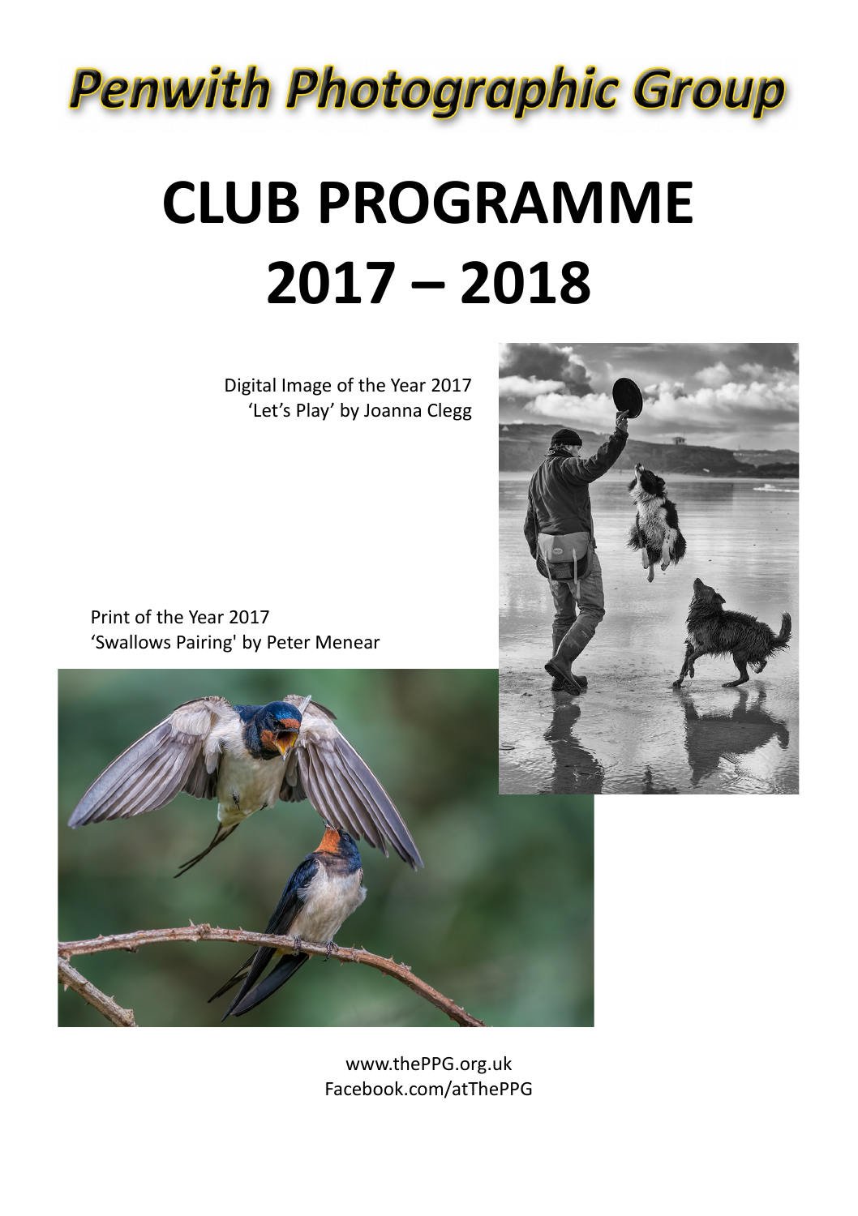# Penwith Photographic Group

# CLUB PROGRAMME 2017 – 2018

Digital Image of the Year 2017
'Let's Play' by Joanna Clegg

Print of the Year 2017
'Swallows Pairing' by Peter Menear

www.thePPG.org.uk
Facebook.com/atThePPG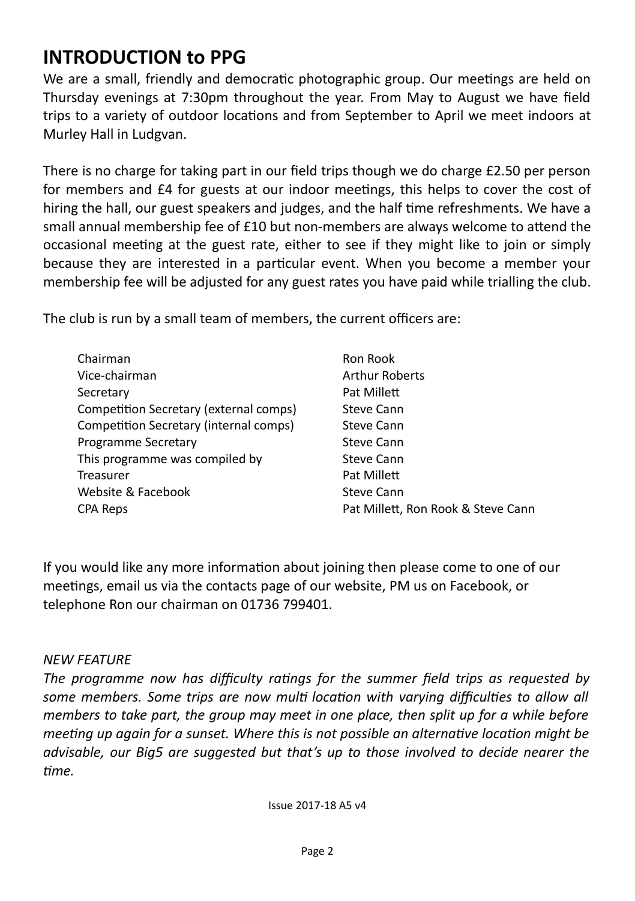## INTRODUCTION to PPG

We are a small, friendly and democratic photographic group. Our meetings are held on Thursday evenings at 7:30pm throughout the year. From May to August we have field trips to a variety of outdoor locations and from September to April we meet indoors at Murley Hall in Ludgvan.

There is no charge for taking part in our field trips though we do charge £2.50 per person for members and £4 for guests at our indoor meetings, this helps to cover the cost of hiring the hall, our guest speakers and judges, and the half time refreshments. We have a small annual membership fee of £10 but non-members are always welcome to attend the occasional meeting at the guest rate, either to see if they might like to join or simply because they are interested in a particular event. When you become a member your membership fee will be adjusted for any guest rates you have paid while trialling the club.

The club is run by a small team of members, the current officers are:

| | |
|---|---|
| Chairman | Ron Rook |
| Vice-chairman | Arthur Roberts |
| Secretary | Pat Millett |
| Competition Secretary (external comps) | Steve Cann |
| Competition Secretary (internal comps) | Steve Cann |
| Programme Secretary | Steve Cann |
| This programme was compiled by | Steve Cann |
| Treasurer | Pat Millett |
| Website & Facebook | Steve Cann |
| CPA Reps | Pat Millett, Ron Rook & Steve Cann |

If you would like any more information about joining then please come to one of our meetings, email us via the contacts page of our website, PM us on Facebook, or telephone Ron our chairman on 01736 799401.

*NEW FEATURE*

*The programme now has difficulty ratings for the summer field trips as requested by some members. Some trips are now multi location with varying difficulties to allow all members to take part, the group may meet in one place, then split up for a while before meeting up again for a sunset. Where this is not possible an alternative location might be advisable, our Big5 are suggested but that's up to those involved to decide nearer the time.*

Issue 2017-18 A5 v4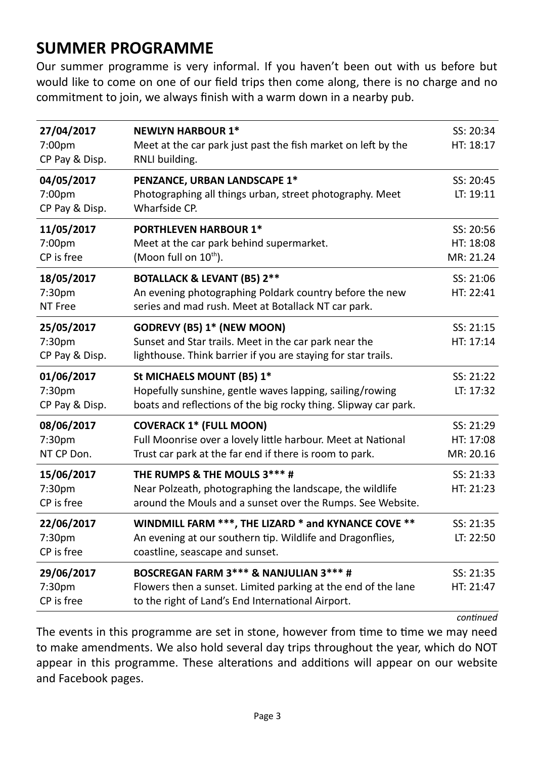# SUMMER PROGRAMME

Our summer programme is very informal. If you haven't been out with us before but would like to come on one of our field trips then come along, there is no charge and no commitment to join, we always finish with a warm down in a nearby pub.

| Date / Time / Parking | Event | Times |
|---|---|---|
| **27/04/2017**<br>7:00pm<br>CP Pay & Disp. | **NEWLYN HARBOUR 1***<br>Meet at the car park just past the fish market on left by the RNLI building. | SS: 20:34<br>HT: 18:17 |
| **04/05/2017**<br>7:00pm<br>CP Pay & Disp. | **PENZANCE, URBAN LANDSCAPE 1***<br>Photographing all things urban, street photography. Meet Wharfside CP. | SS: 20:45<br>LT: 19:11 |
| **11/05/2017**<br>7:00pm<br>CP is free | **PORTHLEVEN HARBOUR 1***<br>Meet at the car park behind supermarket.<br>(Moon full on 10th). | SS: 20:56<br>HT: 18:08<br>MR: 21.24 |
| **18/05/2017**<br>7:30pm<br>NT Free | **BOTALLACK & LEVANT (B5) 2****<br>An evening photographing Poldark country before the new series and mad rush. Meet at Botallack NT car park. | SS: 21:06<br>HT: 22:41 |
| **25/05/2017**<br>7:30pm<br>CP Pay & Disp. | **GODREVY (B5) 1* (NEW MOON)**<br>Sunset and Star trails. Meet in the car park near the lighthouse. Think barrier if you are staying for star trails. | SS: 21:15<br>HT: 17:14 |
| **01/06/2017**<br>7:30pm<br>CP Pay & Disp. | **St MICHAELS MOUNT (B5) 1***<br>Hopefully sunshine, gentle waves lapping, sailing/rowing boats and reflections of the big rocky thing. Slipway car park. | SS: 21:22<br>LT: 17:32 |
| **08/06/2017**<br>7:30pm<br>NT CP Don. | **COVERACK 1* (FULL MOON)**<br>Full Moonrise over a lovely little harbour. Meet at National Trust car park at the far end if there is room to park. | SS: 21:29<br>HT: 17:08<br>MR: 20.16 |
| **15/06/2017**<br>7:30pm<br>CP is free | **THE RUMPS & THE MOULS 3*** #**<br>Near Polzeath, photographing the landscape, the wildlife around the Mouls and a sunset over the Rumps. See Website. | SS: 21:33<br>HT: 21:23 |
| **22/06/2017**<br>7:30pm<br>CP is free | **WINDMILL FARM ***, THE LIZARD * and KYNANCE COVE ****<br>An evening at our southern tip. Wildlife and Dragonflies, coastline, seascape and sunset. | SS: 21:35<br>LT: 22:50 |
| **29/06/2017**<br>7:30pm<br>CP is free | **BOSCREGAN FARM 3*** & NANJULIAN 3*** #**<br>Flowers then a sunset. Limited parking at the end of the lane to the right of Land's End International Airport. | SS: 21:35<br>HT: 21:47 |

*continued*

The events in this programme are set in stone, however from time to time we may need to make amendments. We also hold several day trips throughout the year, which do NOT appear in this programme. These alterations and additions will appear on our website and Facebook pages.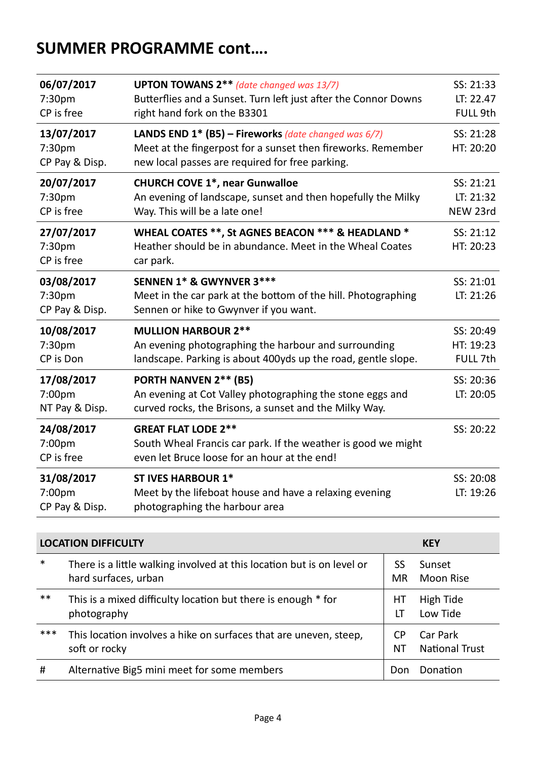## SUMMER PROGRAMME cont....

| Date | Event | Times |
|---|---|---|
| **06/07/2017**<br>7:30pm<br>CP is free | **UPTON TOWANS 2**** *(date changed was 13/7)*<br>Butterflies and a Sunset. Turn left just after the Connor Downs right hand fork on the B3301 | SS: 21:33<br>LT: 22.47<br>FULL 9th |
| **13/07/2017**<br>7:30pm<br>CP Pay & Disp. | **LANDS END 1* (B5) – Fireworks** *(date changed was 6/7)*<br>Meet at the fingerpost for a sunset then fireworks. Remember new local passes are required for free parking. | SS: 21:28<br>HT: 20:20 |
| **20/07/2017**<br>7:30pm<br>CP is free | **CHURCH COVE 1*, near Gunwalloe**<br>An evening of landscape, sunset and then hopefully the Milky Way. This will be a late one! | SS: 21:21<br>LT: 21:32<br>NEW 23rd |
| **27/07/2017**<br>7:30pm<br>CP is free | **WHEAL COATES **, St AGNES BEACON *** & HEADLAND ***<br>Heather should be in abundance. Meet in the Wheal Coates car park. | SS: 21:12<br>HT: 20:23 |
| **03/08/2017**<br>7:30pm<br>CP Pay & Disp. | **SENNEN 1* & GWYNVER 3*****<br>Meet in the car park at the bottom of the hill. Photographing Sennen or hike to Gwynver if you want. | SS: 21:01<br>LT: 21:26 |
| **10/08/2017**<br>7:30pm<br>CP is Don | **MULLION HARBOUR 2****<br>An evening photographing the harbour and surrounding landscape. Parking is about 400yds up the road, gentle slope. | SS: 20:49<br>HT: 19:23<br>FULL 7th |
| **17/08/2017**<br>7:00pm<br>NT Pay & Disp. | **PORTH NANVEN 2** (B5)**<br>An evening at Cot Valley photographing the stone eggs and curved rocks, the Brisons, a sunset and the Milky Way. | SS: 20:36<br>LT: 20:05 |
| **24/08/2017**<br>7:00pm<br>CP is free | **GREAT FLAT LODE 2****<br>South Wheal Francis car park. If the weather is good we might even let Bruce loose for an hour at the end! | SS: 20:22 |
| **31/08/2017**<br>7:00pm<br>CP Pay & Disp. | **ST IVES HARBOUR 1***<br>Meet by the lifeboat house and have a relaxing evening photographing the harbour area | SS: 20:08<br>LT: 19:26 |

| **LOCATION DIFFICULTY** | | **KEY** | |
|---|---|---|---|
| * | There is a little walking involved at this location but is on level or hard surfaces, urban | SS<br>MR | Sunset<br>Moon Rise |
| ** | This is a mixed difficulty location but there is enough * for photography | HT<br>LT | High Tide<br>Low Tide |
| *** | This location involves a hike on surfaces that are uneven, steep, soft or rocky | CP<br>NT | Car Park<br>National Trust |
| # | Alternative Big5 mini meet for some members | Don | Donation |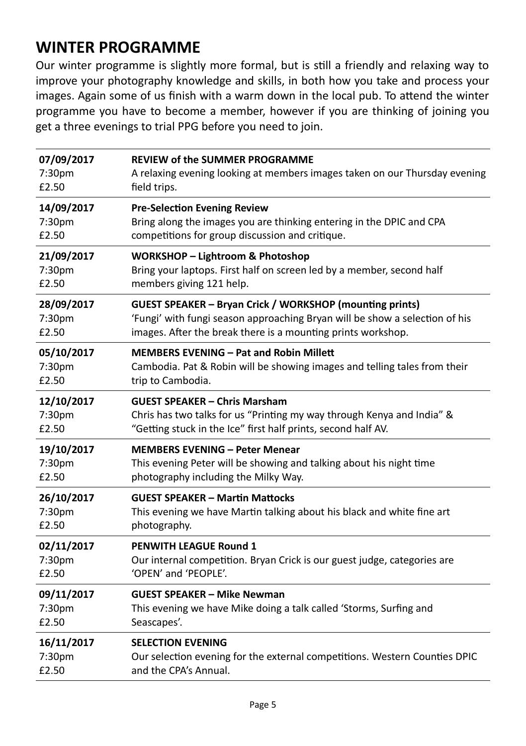## WINTER PROGRAMME

Our winter programme is slightly more formal, but is still a friendly and relaxing way to improve your photography knowledge and skills, in both how you take and process your images. Again some of us finish with a warm down in the local pub. To attend the winter programme you have to become a member, however if you are thinking of joining you get a three evenings to trial PPG before you need to join.

| Date | Event |
|---|---|
| **07/09/2017**<br>7:30pm<br>£2.50 | **REVIEW of the SUMMER PROGRAMME**<br>A relaxing evening looking at members images taken on our Thursday evening field trips. |
| **14/09/2017**<br>7:30pm<br>£2.50 | **Pre-Selection Evening Review**<br>Bring along the images you are thinking entering in the DPIC and CPA competitions for group discussion and critique. |
| **21/09/2017**<br>7:30pm<br>£2.50 | **WORKSHOP – Lightroom & Photoshop**<br>Bring your laptops. First half on screen led by a member, second half members giving 121 help. |
| **28/09/2017**<br>7:30pm<br>£2.50 | **GUEST SPEAKER – Bryan Crick / WORKSHOP (mounting prints)**<br>'Fungi' with fungi season approaching Bryan will be show a selection of his images. After the break there is a mounting prints workshop. |
| **05/10/2017**<br>7:30pm<br>£2.50 | **MEMBERS EVENING – Pat and Robin Millett**<br>Cambodia. Pat & Robin will be showing images and telling tales from their trip to Cambodia. |
| **12/10/2017**<br>7:30pm<br>£2.50 | **GUEST SPEAKER – Chris Marsham**<br>Chris has two talks for us "Printing my way through Kenya and India" & "Getting stuck in the Ice" first half prints, second half AV. |
| **19/10/2017**<br>7:30pm<br>£2.50 | **MEMBERS EVENING – Peter Menear**<br>This evening Peter will be showing and talking about his night time photography including the Milky Way. |
| **26/10/2017**<br>7:30pm<br>£2.50 | **GUEST SPEAKER – Martin Mattocks**<br>This evening we have Martin talking about his black and white fine art photography. |
| **02/11/2017**<br>7:30pm<br>£2.50 | **PENWITH LEAGUE Round 1**<br>Our internal competition. Bryan Crick is our guest judge, categories are 'OPEN' and 'PEOPLE'. |
| **09/11/2017**<br>7:30pm<br>£2.50 | **GUEST SPEAKER – Mike Newman**<br>This evening we have Mike doing a talk called 'Storms, Surfing and Seascapes'. |
| **16/11/2017**<br>7:30pm<br>£2.50 | **SELECTION EVENING**<br>Our selection evening for the external competitions. Western Counties DPIC and the CPA's Annual. |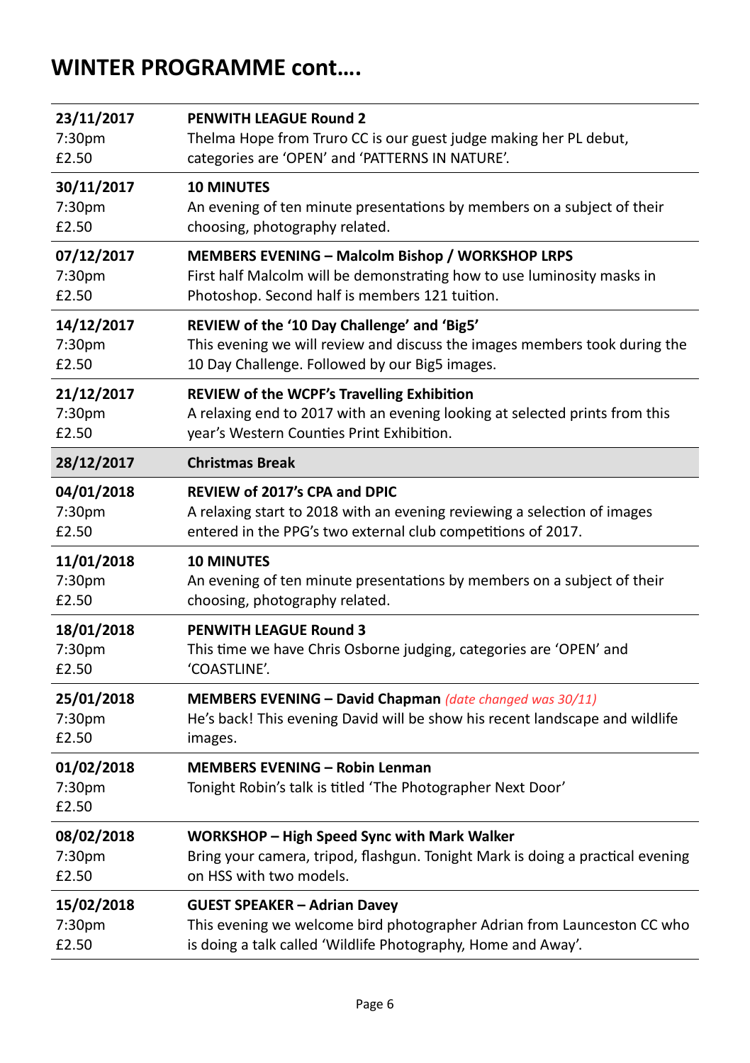# WINTER PROGRAMME cont….

| | |
|---|---|
| **23/11/2017**<br>7:30pm<br>£2.50 | **PENWITH LEAGUE Round 2**<br>Thelma Hope from Truro CC is our guest judge making her PL debut, categories are 'OPEN' and 'PATTERNS IN NATURE'. |
| **30/11/2017**<br>7:30pm<br>£2.50 | **10 MINUTES**<br>An evening of ten minute presentations by members on a subject of their choosing, photography related. |
| **07/12/2017**<br>7:30pm<br>£2.50 | **MEMBERS EVENING – Malcolm Bishop / WORKSHOP LRPS**<br>First half Malcolm will be demonstrating how to use luminosity masks in Photoshop. Second half is members 121 tuition. |
| **14/12/2017**<br>7:30pm<br>£2.50 | **REVIEW of the '10 Day Challenge' and 'Big5'**<br>This evening we will review and discuss the images members took during the 10 Day Challenge. Followed by our Big5 images. |
| **21/12/2017**<br>7:30pm<br>£2.50 | **REVIEW of the WCPF's Travelling Exhibition**<br>A relaxing end to 2017 with an evening looking at selected prints from this year's Western Counties Print Exhibition. |
| **28/12/2017** | **Christmas Break** |
| **04/01/2018**<br>7:30pm<br>£2.50 | **REVIEW of 2017's CPA and DPIC**<br>A relaxing start to 2018 with an evening reviewing a selection of images entered in the PPG's two external club competitions of 2017. |
| **11/01/2018**<br>7:30pm<br>£2.50 | **10 MINUTES**<br>An evening of ten minute presentations by members on a subject of their choosing, photography related. |
| **18/01/2018**<br>7:30pm<br>£2.50 | **PENWITH LEAGUE Round 3**<br>This time we have Chris Osborne judging, categories are 'OPEN' and 'COASTLINE'. |
| **25/01/2018**<br>7:30pm<br>£2.50 | **MEMBERS EVENING – David Chapman** *(date changed was 30/11)*<br>He's back! This evening David will be show his recent landscape and wildlife images. |
| **01/02/2018**<br>7:30pm<br>£2.50 | **MEMBERS EVENING – Robin Lenman**<br>Tonight Robin's talk is titled 'The Photographer Next Door' |
| **08/02/2018**<br>7:30pm<br>£2.50 | **WORKSHOP – High Speed Sync with Mark Walker**<br>Bring your camera, tripod, flashgun. Tonight Mark is doing a practical evening on HSS with two models. |
| **15/02/2018**<br>7:30pm<br>£2.50 | **GUEST SPEAKER – Adrian Davey**<br>This evening we welcome bird photographer Adrian from Launceston CC who is doing a talk called 'Wildlife Photography, Home and Away'. |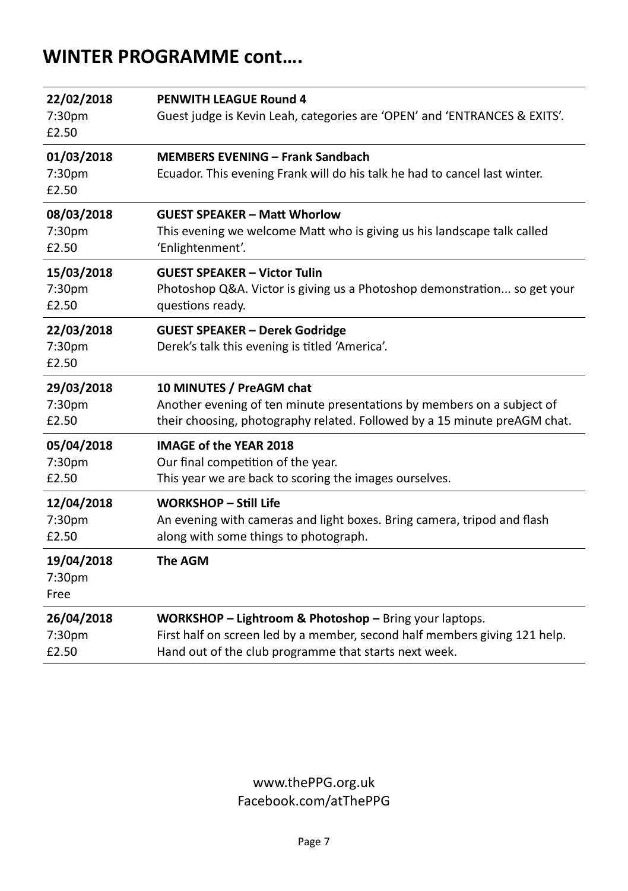## WINTER PROGRAMME cont….

| | |
|---|---|
| **22/02/2018**<br>7:30pm<br>£2.50 | **PENWITH LEAGUE Round 4**<br>Guest judge is Kevin Leah, categories are 'OPEN' and 'ENTRANCES & EXITS'. |
| **01/03/2018**<br>7:30pm<br>£2.50 | **MEMBERS EVENING – Frank Sandbach**<br>Ecuador. This evening Frank will do his talk he had to cancel last winter. |
| **08/03/2018**<br>7:30pm<br>£2.50 | **GUEST SPEAKER – Matt Whorlow**<br>This evening we welcome Matt who is giving us his landscape talk called 'Enlightenment'. |
| **15/03/2018**<br>7:30pm<br>£2.50 | **GUEST SPEAKER – Victor Tulin**<br>Photoshop Q&A. Victor is giving us a Photoshop demonstration... so get your questions ready. |
| **22/03/2018**<br>7:30pm<br>£2.50 | **GUEST SPEAKER – Derek Godridge**<br>Derek's talk this evening is titled 'America'. |
| **29/03/2018**<br>7:30pm<br>£2.50 | **10 MINUTES / PreAGM chat**<br>Another evening of ten minute presentations by members on a subject of their choosing, photography related. Followed by a 15 minute preAGM chat. |
| **05/04/2018**<br>7:30pm<br>£2.50 | **IMAGE of the YEAR 2018**<br>Our final competition of the year.<br>This year we are back to scoring the images ourselves. |
| **12/04/2018**<br>7:30pm<br>£2.50 | **WORKSHOP – Still Life**<br>An evening with cameras and light boxes. Bring camera, tripod and flash along with some things to photograph. |
| **19/04/2018**<br>7:30pm<br>Free | **The AGM** |
| **26/04/2018**<br>7:30pm<br>£2.50 | **WORKSHOP – Lightroom & Photoshop –** Bring your laptops.<br>First half on screen led by a member, second half members giving 121 help.<br>Hand out of the club programme that starts next week. |

www.thePPG.org.uk
Facebook.com/atThePPG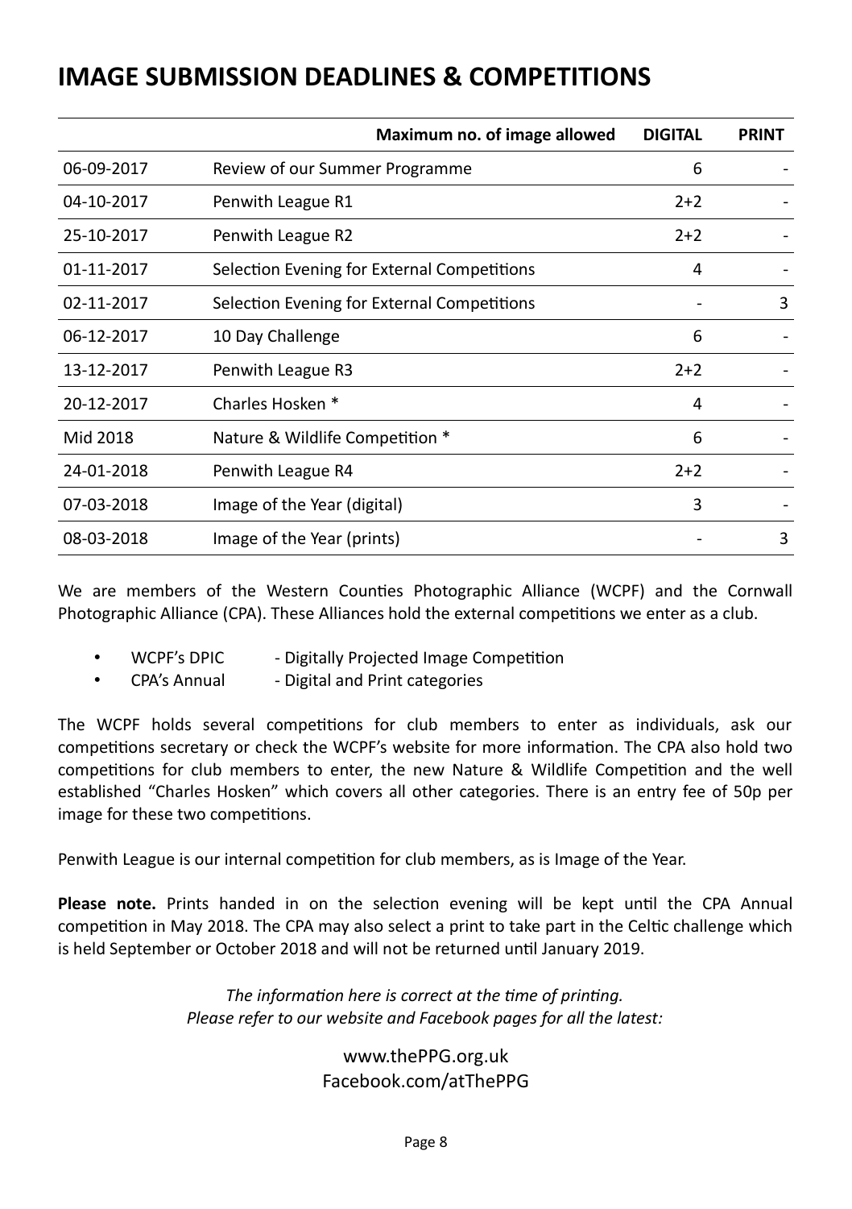# IMAGE SUBMISSION DEADLINES & COMPETITIONS

| | Maximum no. of image allowed | DIGITAL | PRINT |
|---|---|---|---|
| 06-09-2017 | Review of our Summer Programme | 6 | - |
| 04-10-2017 | Penwith League R1 | 2+2 | - |
| 25-10-2017 | Penwith League R2 | 2+2 | - |
| 01-11-2017 | Selection Evening for External Competitions | 4 | - |
| 02-11-2017 | Selection Evening for External Competitions | - | 3 |
| 06-12-2017 | 10 Day Challenge | 6 | - |
| 13-12-2017 | Penwith League R3 | 2+2 | - |
| 20-12-2017 | Charles Hosken * | 4 | - |
| Mid 2018 | Nature & Wildlife Competition * | 6 | - |
| 24-01-2018 | Penwith League R4 | 2+2 | - |
| 07-03-2018 | Image of the Year (digital) | 3 | - |
| 08-03-2018 | Image of the Year (prints) | - | 3 |

We are members of the Western Counties Photographic Alliance (WCPF) and the Cornwall Photographic Alliance (CPA). These Alliances hold the external competitions we enter as a club.

- WCPF's DPIC - Digitally Projected Image Competition
- CPA's Annual - Digital and Print categories

The WCPF holds several competitions for club members to enter as individuals, ask our competitions secretary or check the WCPF's website for more information. The CPA also hold two competitions for club members to enter, the new Nature & Wildlife Competition and the well established "Charles Hosken" which covers all other categories. There is an entry fee of 50p per image for these two competitions.

Penwith League is our internal competition for club members, as is Image of the Year.

**Please note.** Prints handed in on the selection evening will be kept until the CPA Annual competition in May 2018. The CPA may also select a print to take part in the Celtic challenge which is held September or October 2018 and will not be returned until January 2019.

*The information here is correct at the time of printing.*
*Please refer to our website and Facebook pages for all the latest:*

www.thePPG.org.uk
Facebook.com/atThePPG